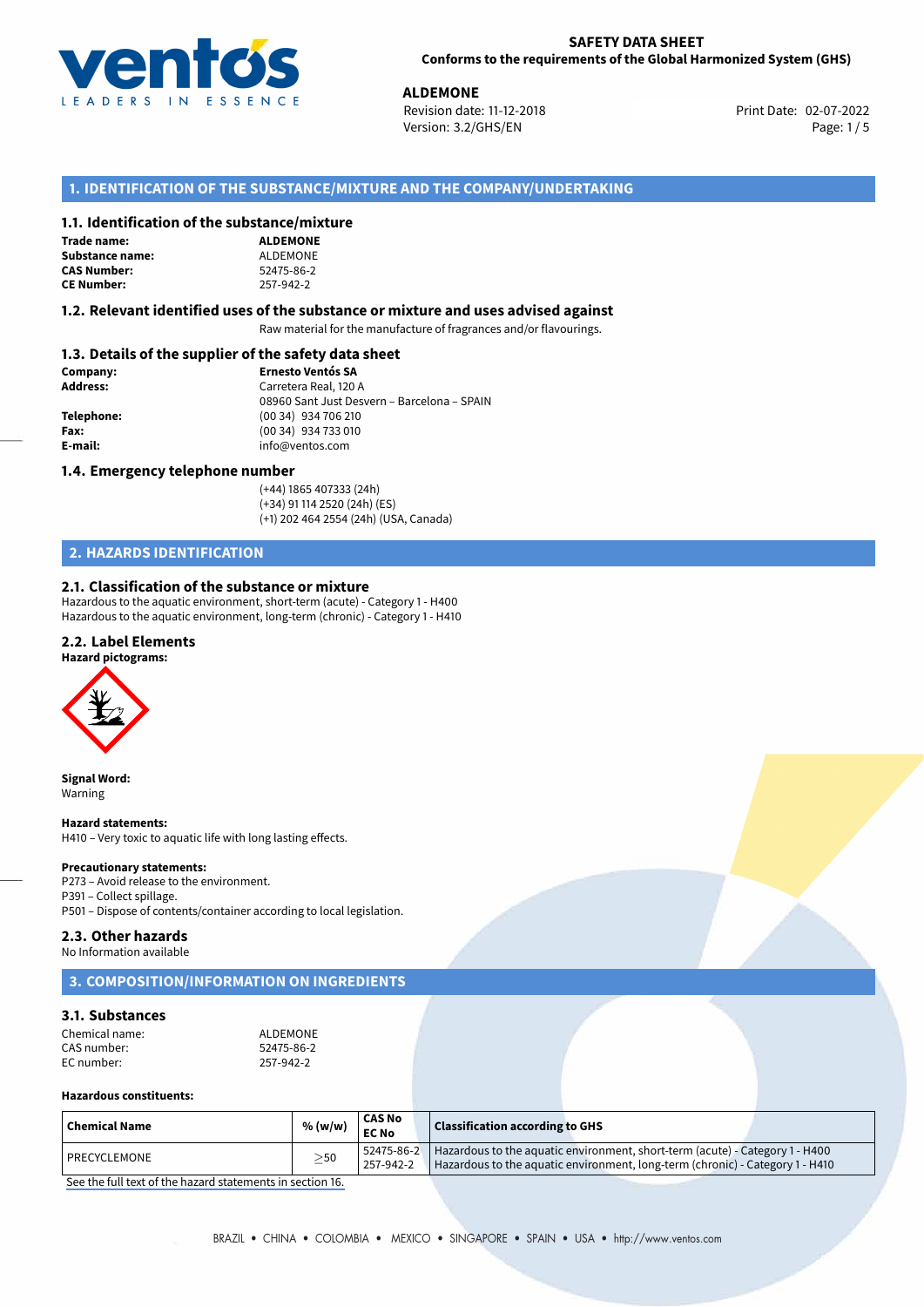**SAFETY DATA SHEET**
**Conforms to the requirements of the Global Harmonized System (GHS)**

**ALDEMONE**
Revision date: 11-12-2018
Version: 3.2/GHS/EN
Print Date: 02-07-2022

## 1. IDENTIFICATION OF THE SUBSTANCE/MIXTURE AND THE COMPANY/UNDERTAKING

### 1.1. Identification of the substance/mixture

**Trade name:** **ALDEMONE**
**Substance name:** ALDEMONE
**CAS Number:** 52475-86-2
**CE Number:** 257-942-2

### 1.2. Relevant identified uses of the substance or mixture and uses advised against

Raw material for the manufacture of fragrances and/or flavourings.

### 1.3. Details of the supplier of the safety data sheet

**Company:** **Ernesto Ventós SA**
**Address:** Carretera Real, 120 A
08960 Sant Just Desvern – Barcelona – SPAIN
**Telephone:** (00 34) 934 706 210
**Fax:** (00 34) 934 733 010
**E-mail:** info@ventos.com

### 1.4. Emergency telephone number

(+44) 1865 407333 (24h)
(+34) 91 114 2520 (24h) (ES)
(+1) 202 464 2554 (24h) (USA, Canada)

## 2. HAZARDS IDENTIFICATION

### 2.1. Classification of the substance or mixture

Hazardous to the aquatic environment, short-term (acute) - Category 1 - H400
Hazardous to the aquatic environment, long-term (chronic) - Category 1 - H410

### 2.2. Label Elements

**Hazard pictograms:**

**Signal Word:**
Warning

**Hazard statements:**
H410 – Very toxic to aquatic life with long lasting effects.

**Precautionary statements:**
P273 – Avoid release to the environment.
P391 – Collect spillage.
P501 – Dispose of contents/container according to local legislation.

### 2.3. Other hazards

No Information available

## 3. COMPOSITION/INFORMATION ON INGREDIENTS

### 3.1. Substances

Chemical name: ALDEMONE
CAS number: 52475-86-2
EC number: 257-942-2

**Hazardous constituents:**

| Chemical Name | % (w/w) | CAS No EC No | Classification according to GHS |
|---|---|---|---|
| PRECYCLEMONE | ≥50 | 52475-86-2 257-942-2 | Hazardous to the aquatic environment, short-term (acute) - Category 1 - H400 Hazardous to the aquatic environment, long-term (chronic) - Category 1 - H410 |

See the full text of the hazard statements in section 16.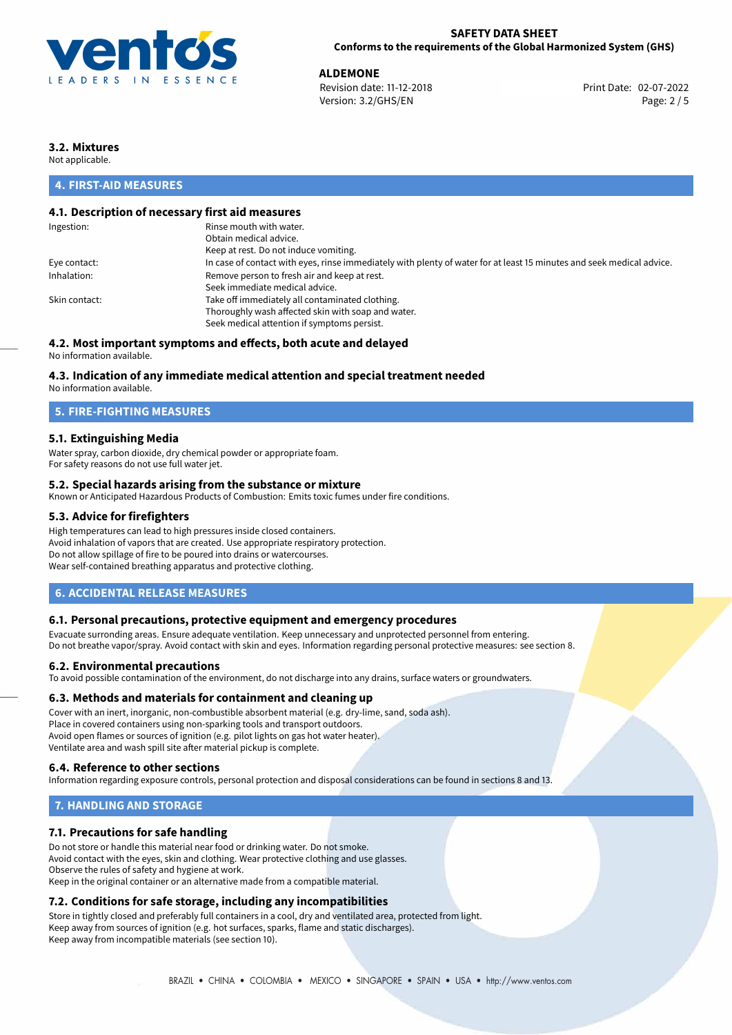### 3.2. Mixtures

Not applicable.

## 4. FIRST-AID MEASURES

### 4.1. Description of necessary first aid measures

| | |
|---|---|
| Ingestion: | Rinse mouth with water.<br>Obtain medical advice.<br>Keep at rest. Do not induce vomiting. |
| Eye contact: | In case of contact with eyes, rinse immediately with plenty of water for at least 15 minutes and seek medical advice. |
| Inhalation: | Remove person to fresh air and keep at rest.<br>Seek immediate medical advice. |
| Skin contact: | Take off immediately all contaminated clothing.<br>Thoroughly wash affected skin with soap and water.<br>Seek medical attention if symptoms persist. |

### 4.2. Most important symptoms and effects, both acute and delayed

No information available.

### 4.3. Indication of any immediate medical attention and special treatment needed

No information available.

## 5. FIRE-FIGHTING MEASURES

### 5.1. Extinguishing Media

Water spray, carbon dioxide, dry chemical powder or appropriate foam.
For safety reasons do not use full water jet.

### 5.2. Special hazards arising from the substance or mixture

Known or Anticipated Hazardous Products of Combustion: Emits toxic fumes under fire conditions.

### 5.3. Advice for firefighters

High temperatures can lead to high pressures inside closed containers.
Avoid inhalation of vapors that are created. Use appropriate respiratory protection.
Do not allow spillage of fire to be poured into drains or watercourses.
Wear self-contained breathing apparatus and protective clothing.

## 6. ACCIDENTAL RELEASE MEASURES

### 6.1. Personal precautions, protective equipment and emergency procedures

Evacuate surrounding areas. Ensure adequate ventilation. Keep unnecessary and unprotected personnel from entering.
Do not breathe vapor/spray. Avoid contact with skin and eyes. Information regarding personal protective measures: see section 8.

### 6.2. Environmental precautions

To avoid possible contamination of the environment, do not discharge into any drains, surface waters or groundwaters.

### 6.3. Methods and materials for containment and cleaning up

Cover with an inert, inorganic, non-combustible absorbent material (e.g. dry-lime, sand, soda ash).
Place in covered containers using non-sparking tools and transport outdoors.
Avoid open flames or sources of ignition (e.g. pilot lights on gas hot water heater).
Ventilate area and wash spill site after material pickup is complete.

### 6.4. Reference to other sections

Information regarding exposure controls, personal protection and disposal considerations can be found in sections 8 and 13.

## 7. HANDLING AND STORAGE

### 7.1. Precautions for safe handling

Do not store or handle this material near food or drinking water. Do not smoke.
Avoid contact with the eyes, skin and clothing. Wear protective clothing and use glasses.
Observe the rules of safety and hygiene at work.
Keep in the original container or an alternative made from a compatible material.

### 7.2. Conditions for safe storage, including any incompatibilities

Store in tightly closed and preferably full containers in a cool, dry and ventilated area, protected from light.
Keep away from sources of ignition (e.g. hot surfaces, sparks, flame and static discharges).
Keep away from incompatible materials (see section 10).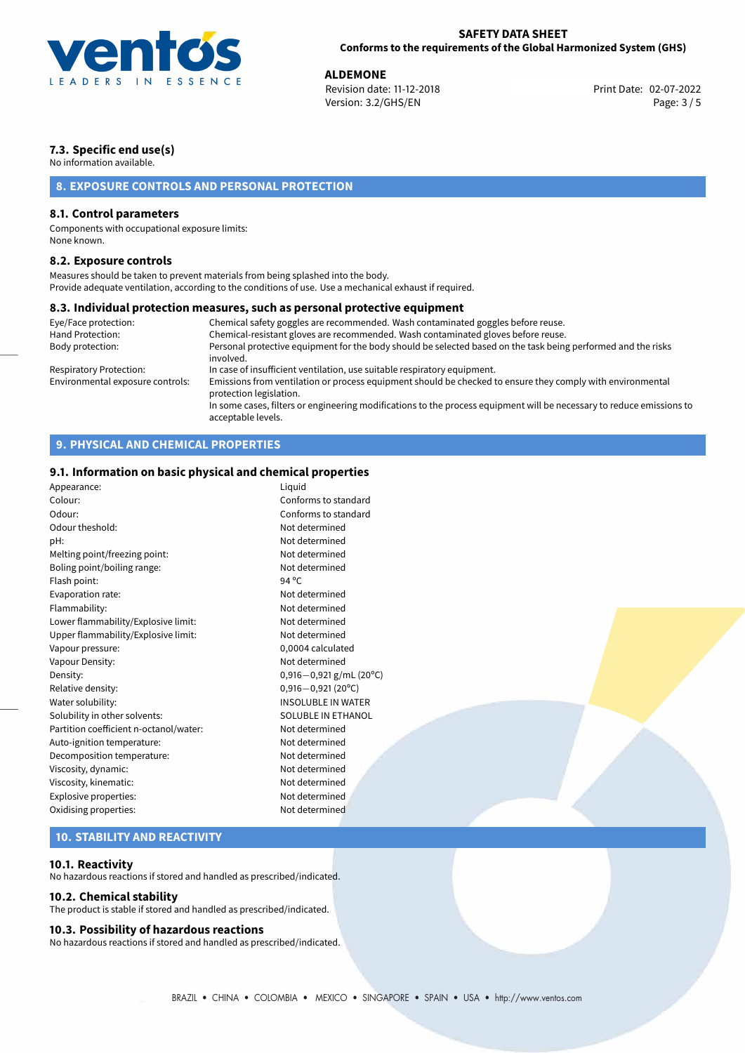### 7.3. Specific end use(s)

No information available.

## 8. EXPOSURE CONTROLS AND PERSONAL PROTECTION

### 8.1. Control parameters

Components with occupational exposure limits:
None known.

### 8.2. Exposure controls

Measures should be taken to prevent materials from being splashed into the body.
Provide adequate ventilation, according to the conditions of use. Use a mechanical exhaust if required.

### 8.3. Individual protection measures, such as personal protective equipment

| | |
|---|---|
| Eye/Face protection: | Chemical safety goggles are recommended. Wash contaminated goggles before reuse. |
| Hand Protection: | Chemical-resistant gloves are recommended. Wash contaminated gloves before reuse. |
| Body protection: | Personal protective equipment for the body should be selected based on the task being performed and the risks involved. |
| Respiratory Protection: | In case of insufficient ventilation, use suitable respiratory equipment. |
| Environmental exposure controls: | Emissions from ventilation or process equipment should be checked to ensure they comply with environmental protection legislation. In some cases, filters or engineering modifications to the process equipment will be necessary to reduce emissions to acceptable levels. |

## 9. PHYSICAL AND CHEMICAL PROPERTIES

### 9.1. Information on basic physical and chemical properties

| | |
|---|---|
| Appearance: | Liquid |
| Colour: | Conforms to standard |
| Odour: | Conforms to standard |
| Odour theshold: | Not determined |
| pH: | Not determined |
| Melting point/freezing point: | Not determined |
| Boling point/boiling range: | Not determined |
| Flash point: | 94 ºC |
| Evaporation rate: | Not determined |
| Flammability: | Not determined |
| Lower flammability/Explosive limit: | Not determined |
| Upper flammability/Explosive limit: | Not determined |
| Vapour pressure: | 0,0004 calculated |
| Vapour Density: | Not determined |
| Density: | 0,916−0,921 g/mL (20ºC) |
| Relative density: | 0,916−0,921 (20ºC) |
| Water solubility: | INSOLUBLE IN WATER |
| Solubility in other solvents: | SOLUBLE IN ETHANOL |
| Partition coefficient n-octanol/water: | Not determined |
| Auto-ignition temperature: | Not determined |
| Decomposition temperature: | Not determined |
| Viscosity, dynamic: | Not determined |
| Viscosity, kinematic: | Not determined |
| Explosive properties: | Not determined |
| Oxidising properties: | Not determined |

## 10. STABILITY AND REACTIVITY

### 10.1. Reactivity

No hazardous reactions if stored and handled as prescribed/indicated.

### 10.2. Chemical stability

The product is stable if stored and handled as prescribed/indicated.

### 10.3. Possibility of hazardous reactions

No hazardous reactions if stored and handled as prescribed/indicated.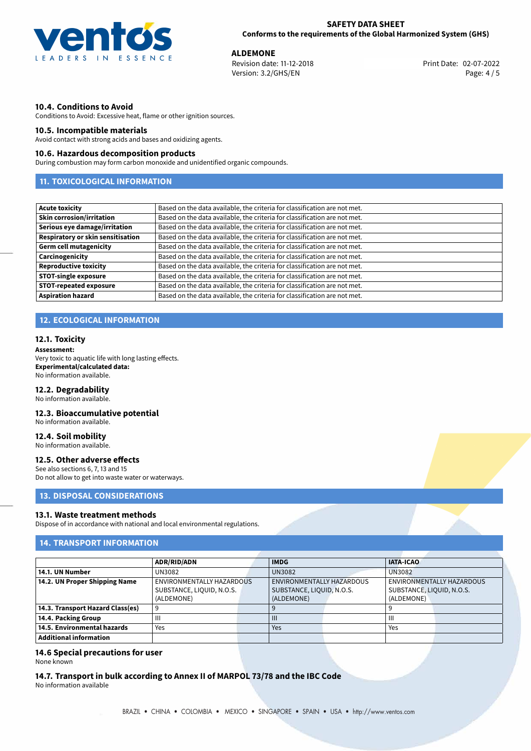### 10.4. Conditions to Avoid

Conditions to Avoid: Excessive heat, flame or other ignition sources.

### 10.5. Incompatible materials

Avoid contact with strong acids and bases and oxidizing agents.

### 10.6. Hazardous decomposition products

During combustion may form carbon monoxide and unidentified organic compounds.

## 11. TOXICOLOGICAL INFORMATION

| | |
|---|---|
| **Acute toxicity** | Based on the data available, the criteria for classification are not met. |
| **Skin corrosion/irritation** | Based on the data available, the criteria for classification are not met. |
| **Serious eye damage/irritation** | Based on the data available, the criteria for classification are not met. |
| **Respiratory or skin sensitisation** | Based on the data available, the criteria for classification are not met. |
| **Germ cell mutagenicity** | Based on the data available, the criteria for classification are not met. |
| **Carcinogenicity** | Based on the data available, the criteria for classification are not met. |
| **Reproductive toxicity** | Based on the data available, the criteria for classification are not met. |
| **STOT-single exposure** | Based on the data available, the criteria for classification are not met. |
| **STOT-repeated exposure** | Based on the data available, the criteria for classification are not met. |
| **Aspiration hazard** | Based on the data available, the criteria for classification are not met. |

## 12. ECOLOGICAL INFORMATION

### 12.1. Toxicity

**Assessment:**
Very toxic to aquatic life with long lasting effects.
**Experimental/calculated data:**
No information available.

### 12.2. Degradability

No information available.

### 12.3. Bioaccumulative potential

No information available.

### 12.4. Soil mobility

No information available.

### 12.5. Other adverse effects

See also sections 6, 7, 13 and 15
Do not allow to get into waste water or waterways.

## 13. DISPOSAL CONSIDERATIONS

### 13.1. Waste treatment methods

Dispose of in accordance with national and local environmental regulations.

## 14. TRANSPORT INFORMATION

| | ADR/RID/ADN | IMDG | IATA-ICAO |
|---|---|---|---|
| **14.1. UN Number** | UN3082 | UN3082 | UN3082 |
| **14.2. UN Proper Shipping Name** | ENVIRONMENTALLY HAZARDOUS SUBSTANCE, LIQUID, N.O.S. (ALDEMONE) | ENVIRONMENTALLY HAZARDOUS SUBSTANCE, LIQUID, N.O.S. (ALDEMONE) | ENVIRONMENTALLY HAZARDOUS SUBSTANCE, LIQUID, N.O.S. (ALDEMONE) |
| **14.3. Transport Hazard Class(es)** | 9 | 9 | 9 |
| **14.4. Packing Group** | III | III | III |
| **14.5. Environmental hazards** | Yes | Yes | Yes |
| **Additional information** | | | |

### 14.6 Special precautions for user

None known

### 14.7. Transport in bulk according to Annex II of MARPOL 73/78 and the IBC Code

No information available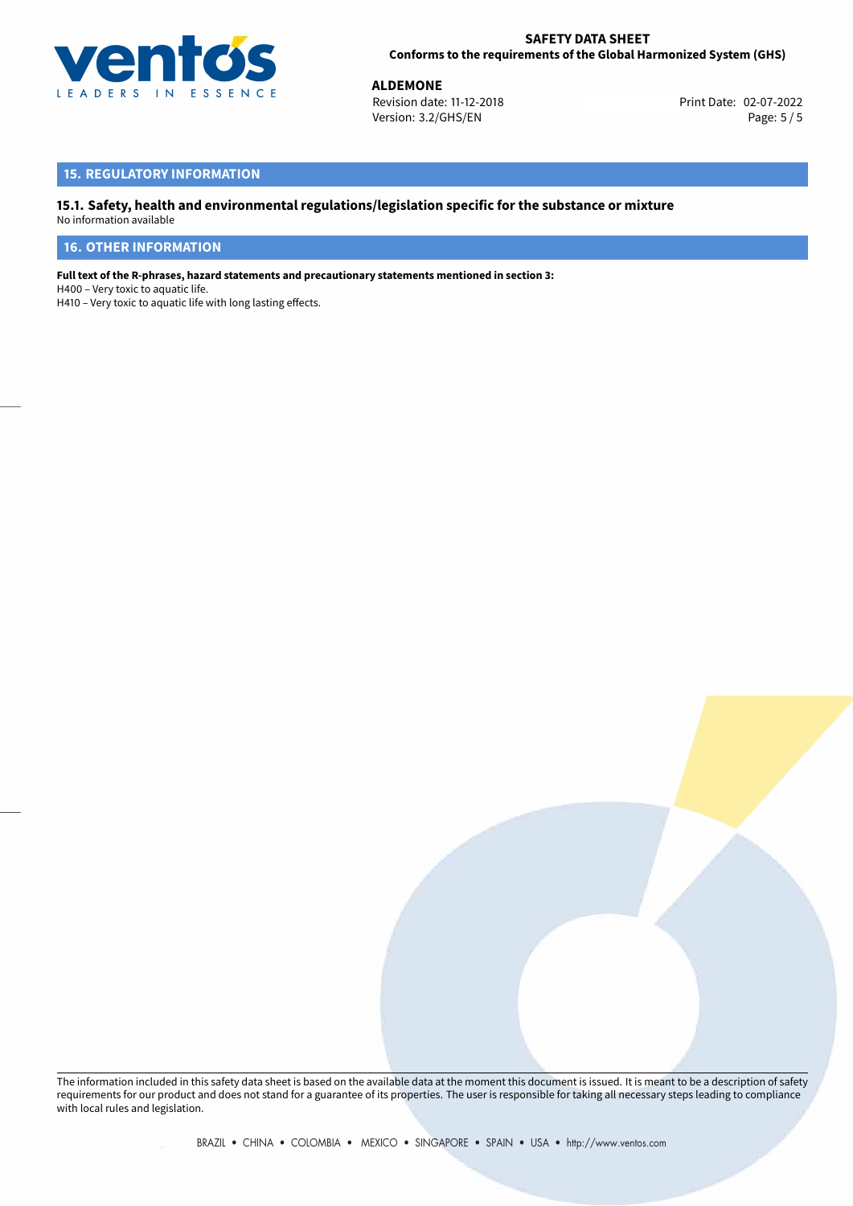## 15. REGULATORY INFORMATION

### 15.1. Safety, health and environmental regulations/legislation specific for the substance or mixture

No information available

## 16. OTHER INFORMATION

**Full text of the R-phrases, hazard statements and precautionary statements mentioned in section 3:**

H400 – Very toxic to aquatic life.
H410 – Very toxic to aquatic life with long lasting effects.

The information included in this safety data sheet is based on the available data at the moment this document is issued. It is meant to be a description of safety requirements for our product and does not stand for a guarantee of its properties. The user is responsible for taking all necessary steps leading to compliance with local rules and legislation.